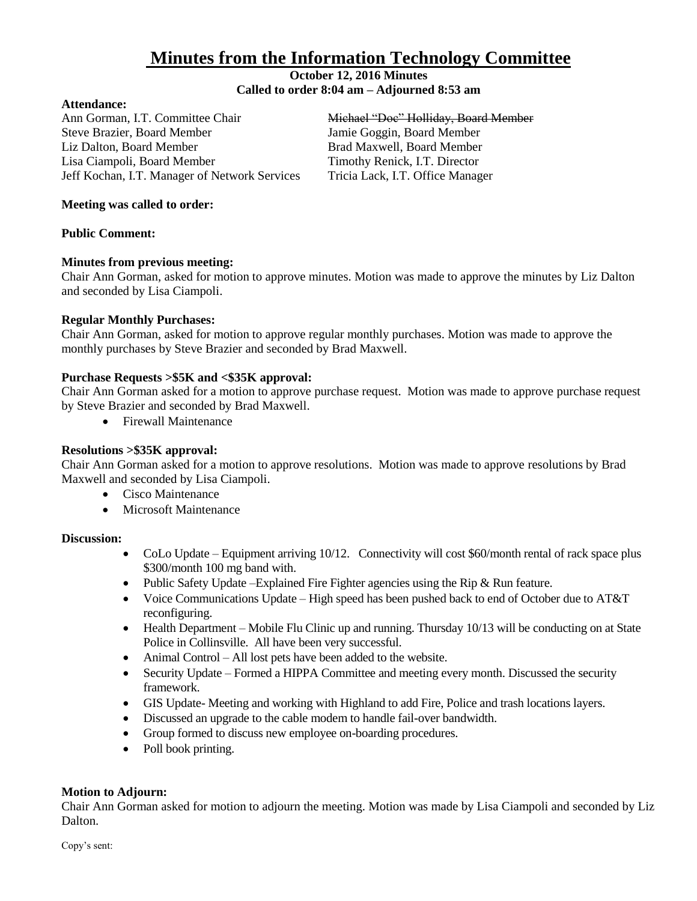# Minutes from the Information Technology Committee

**October 12, 2016 Minutes**
**Called to order 8:04 am – Adjourned 8:53 am**

**Attendance:**

Ann Gorman, I.T. Committee Chair
Steve Brazier, Board Member
Liz Dalton, Board Member
Lisa Ciampoli, Board Member
Jeff Kochan, I.T. Manager of Network Services
~~Michael "Doc" Holliday, Board Member~~
Jamie Goggin, Board Member
Brad Maxwell, Board Member
Timothy Renick, I.T. Director
Tricia Lack, I.T. Office Manager

**Meeting was called to order:**

**Public Comment:**

**Minutes from previous meeting:**
Chair Ann Gorman, asked for motion to approve minutes. Motion was made to approve the minutes by Liz Dalton and seconded by Lisa Ciampoli.

**Regular Monthly Purchases:**
Chair Ann Gorman, asked for motion to approve regular monthly purchases. Motion was made to approve the monthly purchases by Steve Brazier and seconded by Brad Maxwell.

**Purchase Requests >$5K and <$35K approval:**
Chair Ann Gorman asked for a motion to approve purchase request. Motion was made to approve purchase request by Steve Brazier and seconded by Brad Maxwell.

- Firewall Maintenance

**Resolutions >$35K approval:**
Chair Ann Gorman asked for a motion to approve resolutions. Motion was made to approve resolutions by Brad Maxwell and seconded by Lisa Ciampoli.

- Cisco Maintenance
- Microsoft Maintenance

**Discussion:**

- CoLo Update – Equipment arriving 10/12. Connectivity will cost $60/month rental of rack space plus $300/month 100 mg band with.
- Public Safety Update –Explained Fire Fighter agencies using the Rip & Run feature.
- Voice Communications Update – High speed has been pushed back to end of October due to AT&T reconfiguring.
- Health Department – Mobile Flu Clinic up and running. Thursday 10/13 will be conducting on at State Police in Collinsville. All have been very successful.
- Animal Control – All lost pets have been added to the website.
- Security Update – Formed a HIPPA Committee and meeting every month. Discussed the security framework.
- GIS Update- Meeting and working with Highland to add Fire, Police and trash locations layers.
- Discussed an upgrade to the cable modem to handle fail-over bandwidth.
- Group formed to discuss new employee on-boarding procedures.
- Poll book printing.

**Motion to Adjourn:**
Chair Ann Gorman asked for motion to adjourn the meeting. Motion was made by Lisa Ciampoli and seconded by Liz Dalton.

Copy's sent: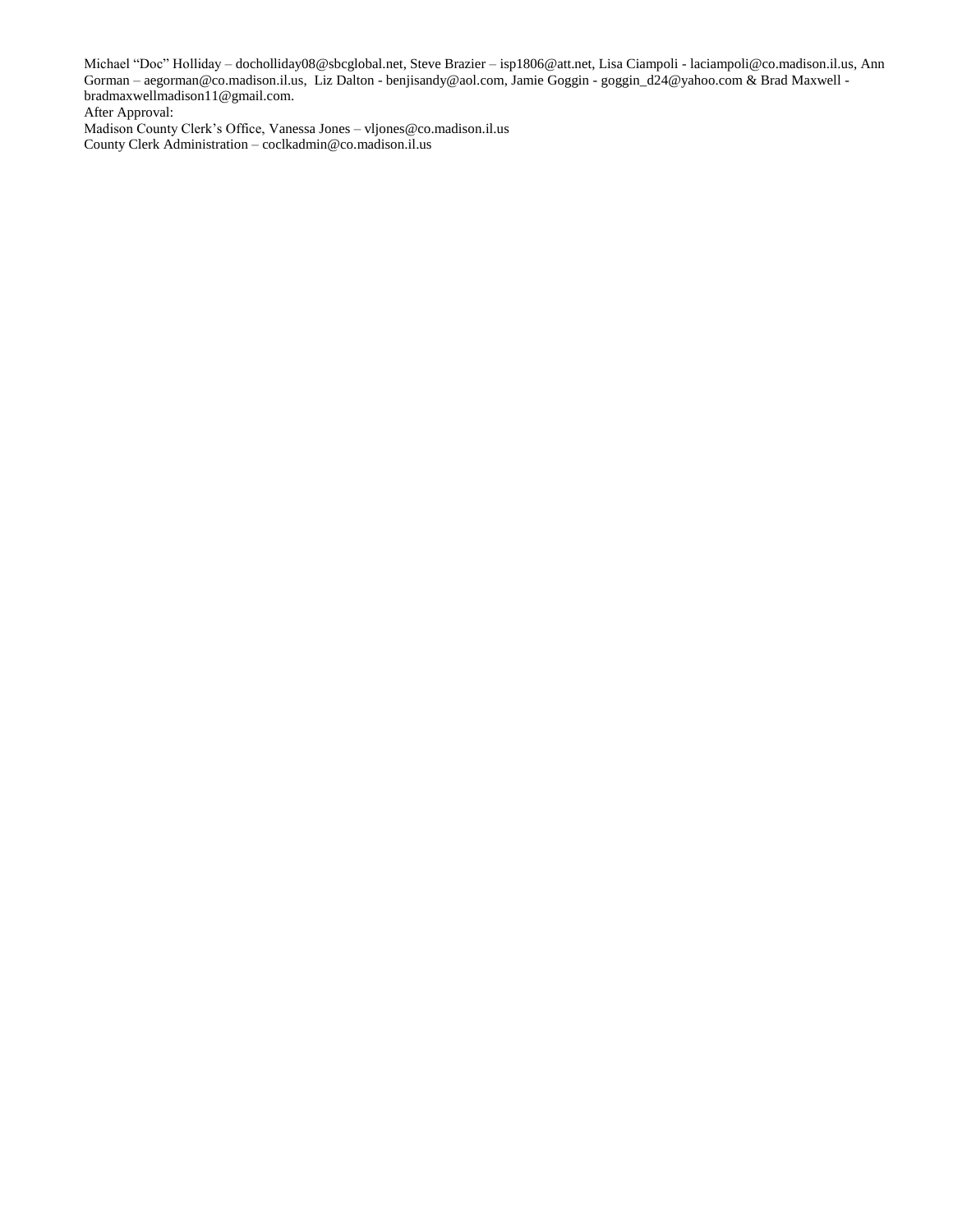Michael "Doc" Holliday – docholliday08@sbcglobal.net, Steve Brazier – isp1806@att.net, Lisa Ciampoli - laciampoli@co.madison.il.us, Ann Gorman – aegorman@co.madison.il.us, Liz Dalton - benjisandy@aol.com, Jamie Goggin - goggin_d24@yahoo.com & Brad Maxwell - bradmaxwellmadison11@gmail.com.

After Approval:

Madison County Clerk's Office, Vanessa Jones – vljones@co.madison.il.us

County Clerk Administration – coclkadmin@co.madison.il.us